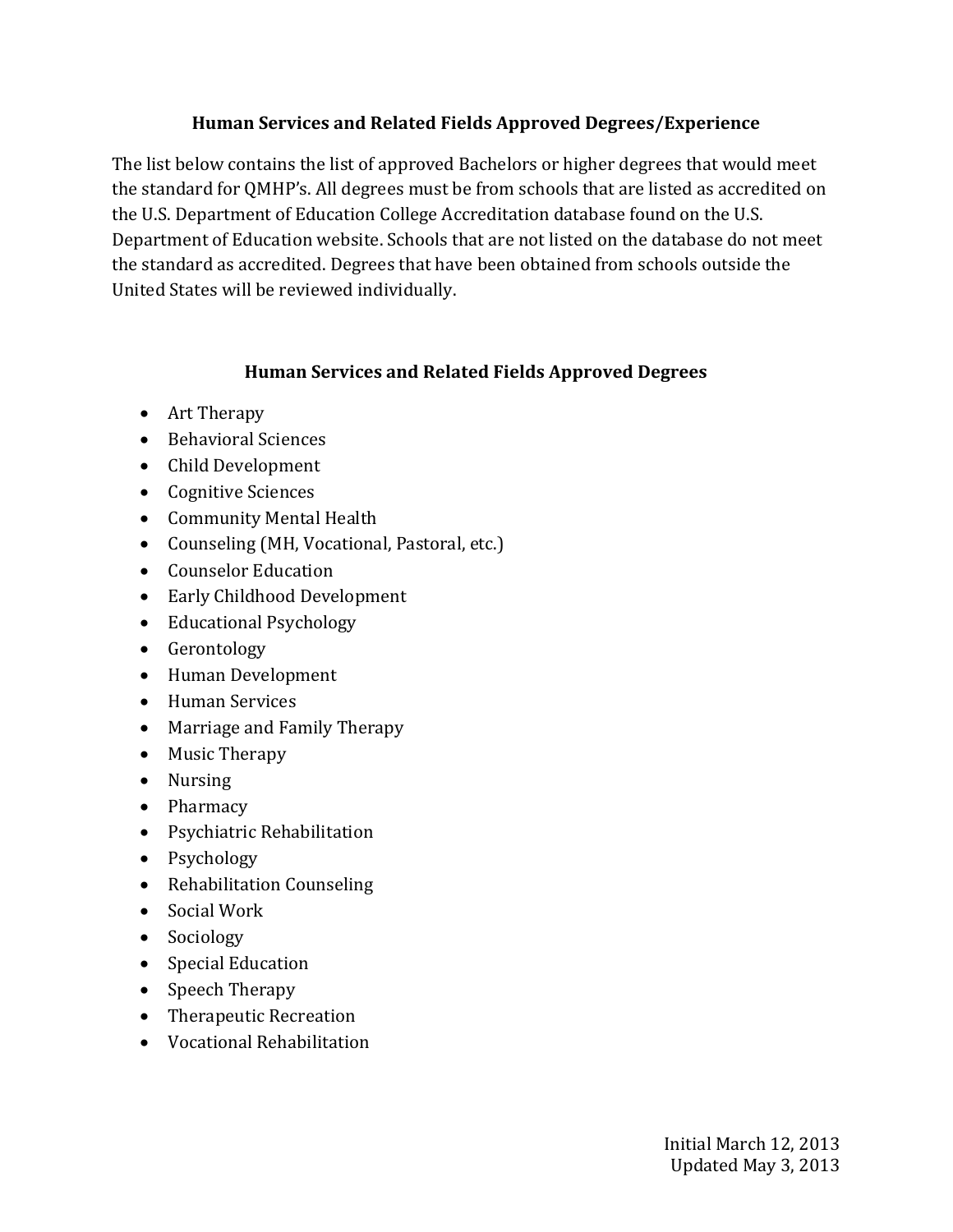## Human Services and Related Fields Approved Degrees/Experience

The list below contains the list of approved Bachelors or higher degrees that would meet the standard for QMHP's. All degrees must be from schools that are listed as accredited on the U.S. Department of Education College Accreditation database found on the U.S. Department of Education website. Schools that are not listed on the database do not meet the standard as accredited. Degrees that have been obtained from schools outside the United States will be reviewed individually.

### Human Services and Related Fields Approved Degrees

- Art Therapy
- Behavioral Sciences
- Child Development
- Cognitive Sciences
- Community Mental Health
- Counseling (MH, Vocational, Pastoral, etc.)
- Counselor Education
- Early Childhood Development
- Educational Psychology
- Gerontology
- Human Development
- Human Services
- Marriage and Family Therapy
- Music Therapy
- Nursing
- Pharmacy
- Psychiatric Rehabilitation
- Psychology
- Rehabilitation Counseling
- Social Work
- Sociology
- Special Education
- Speech Therapy
- Therapeutic Recreation
- Vocational Rehabilitation

Initial March 12, 2013
Updated May 3, 2013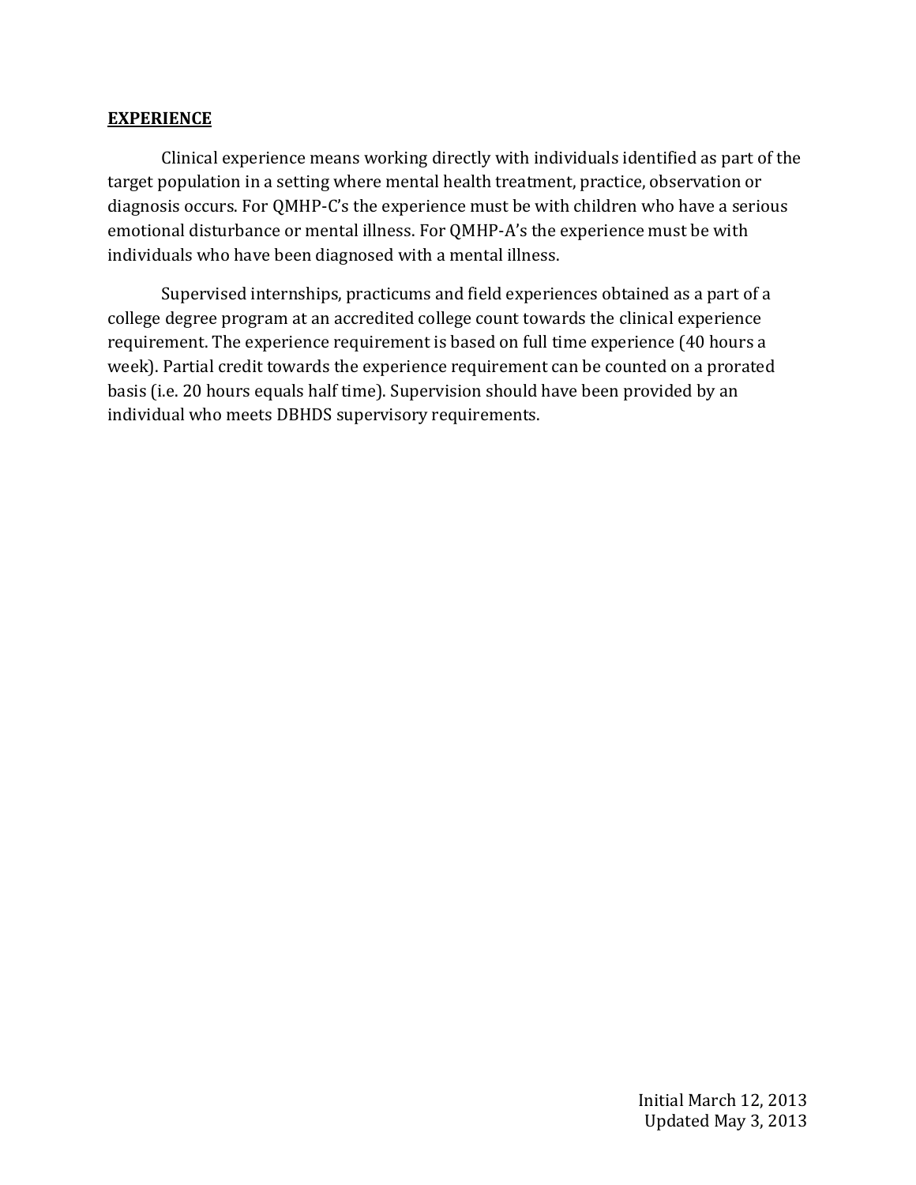**EXPERIENCE**

Clinical experience means working directly with individuals identified as part of the target population in a setting where mental health treatment, practice, observation or diagnosis occurs. For QMHP-C's the experience must be with children who have a serious emotional disturbance or mental illness. For QMHP-A's the experience must be with individuals who have been diagnosed with a mental illness.

Supervised internships, practicums and field experiences obtained as a part of a college degree program at an accredited college count towards the clinical experience requirement. The experience requirement is based on full time experience (40 hours a week). Partial credit towards the experience requirement can be counted on a prorated basis (i.e. 20 hours equals half time). Supervision should have been provided by an individual who meets DBHDS supervisory requirements.

Initial March 12, 2013
Updated May 3, 2013